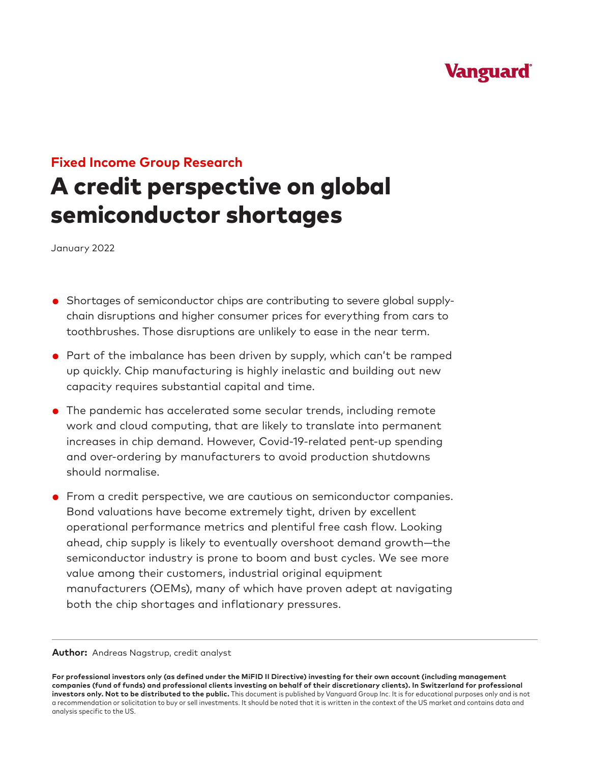Vanguard

**Fixed Income Group Research**

# A credit perspective on global semiconductor shortages

January 2022

- Shortages of semiconductor chips are contributing to severe global supply-chain disruptions and higher consumer prices for everything from cars to toothbrushes. Those disruptions are unlikely to ease in the near term.
- Part of the imbalance has been driven by supply, which can't be ramped up quickly. Chip manufacturing is highly inelastic and building out new capacity requires substantial capital and time.
- The pandemic has accelerated some secular trends, including remote work and cloud computing, that are likely to translate into permanent increases in chip demand. However, Covid-19-related pent-up spending and over-ordering by manufacturers to avoid production shutdowns should normalise.
- From a credit perspective, we are cautious on semiconductor companies. Bond valuations have become extremely tight, driven by excellent operational performance metrics and plentiful free cash flow. Looking ahead, chip supply is likely to eventually overshoot demand growth—the semiconductor industry is prone to boom and bust cycles. We see more value among their customers, industrial original equipment manufacturers (OEMs), many of which have proven adept at navigating both the chip shortages and inflationary pressures.

---

**Author:** Andreas Nagstrup, credit analyst

**For professional investors only (as defined under the MiFID II Directive) investing for their own account (including management companies (fund of funds) and professional clients investing on behalf of their discretionary clients). In Switzerland for professional investors only. Not to be distributed to the public.** This document is published by Vanguard Group Inc. It is for educational purposes only and is not a recommendation or solicitation to buy or sell investments. It should be noted that it is written in the context of the US market and contains data and analysis specific to the US.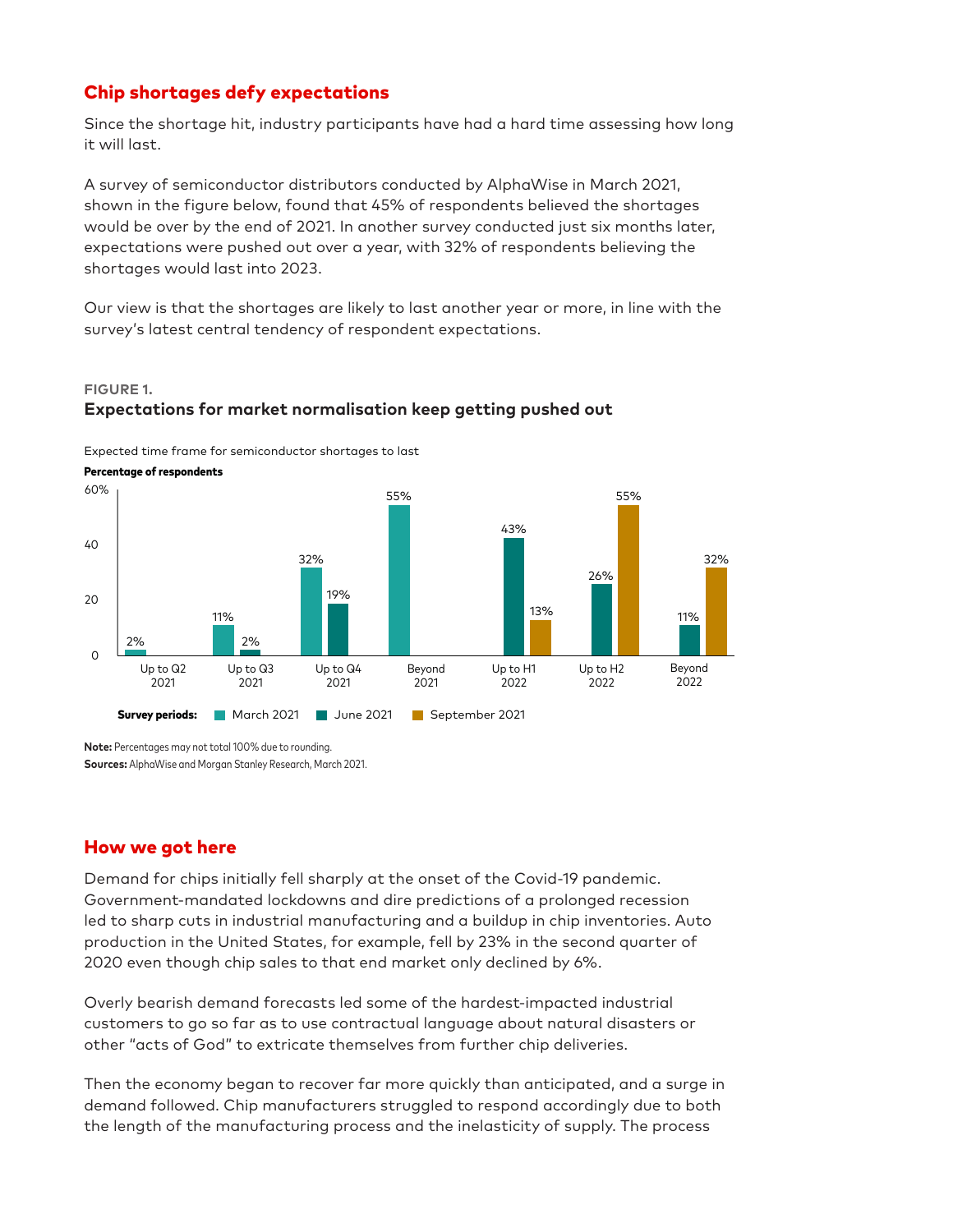## Chip shortages defy expectations

Since the shortage hit, industry participants have had a hard time assessing how long it will last.

A survey of semiconductor distributors conducted by AlphaWise in March 2021, shown in the figure below, found that 45% of respondents believed the shortages would be over by the end of 2021. In another survey conducted just six months later, expectations were pushed out over a year, with 32% of respondents believing the shortages would last into 2023.

Our view is that the shortages are likely to last another year or more, in line with the survey's latest central tendency of respondent expectations.

**FIGURE 1.**

**Expectations for market normalisation keep getting pushed out**

Expected time frame for semiconductor shortages to last

**Percentage of respondents**

| Time frame | March 2021 | June 2021 | September 2021 |
|---|---|---|---|
| Up to Q2 2021 | 2% | | |
| Up to Q3 2021 | 11% | 2% | |
| Up to Q4 2021 | 32% | 19% | |
| Beyond 2021 | 55% | | |
| Up to H1 2022 | | 43% | 13% |
| Up to H2 2022 | | 26% | 55% |
| Beyond 2022 | | 11% | 32% |

**Note:** Percentages may not total 100% due to rounding.

**Sources:** AlphaWise and Morgan Stanley Research, March 2021.

## How we got here

Demand for chips initially fell sharply at the onset of the Covid-19 pandemic. Government-mandated lockdowns and dire predictions of a prolonged recession led to sharp cuts in industrial manufacturing and a buildup in chip inventories. Auto production in the United States, for example, fell by 23% in the second quarter of 2020 even though chip sales to that end market only declined by 6%.

Overly bearish demand forecasts led some of the hardest-impacted industrial customers to go so far as to use contractual language about natural disasters or other "acts of God" to extricate themselves from further chip deliveries.

Then the economy began to recover far more quickly than anticipated, and a surge in demand followed. Chip manufacturers struggled to respond accordingly due to both the length of the manufacturing process and the inelasticity of supply. The process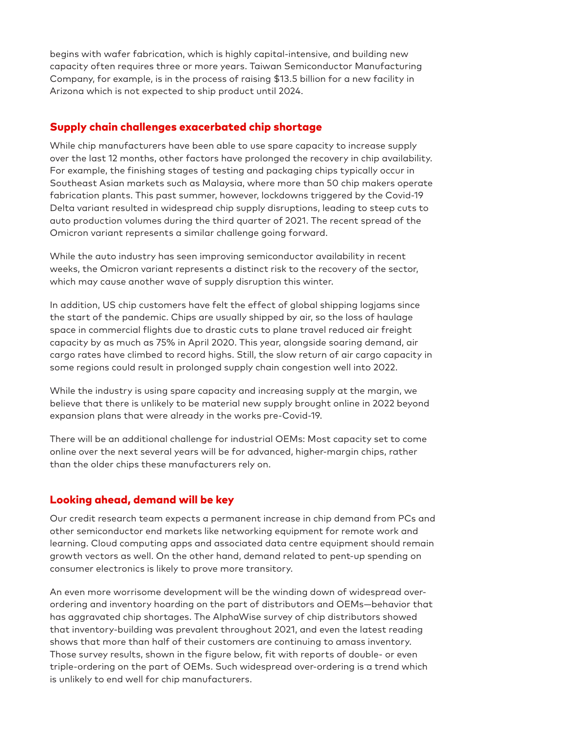begins with wafer fabrication, which is highly capital-intensive, and building new capacity often requires three or more years. Taiwan Semiconductor Manufacturing Company, for example, is in the process of raising $13.5 billion for a new facility in Arizona which is not expected to ship product until 2024.

## Supply chain challenges exacerbated chip shortage

While chip manufacturers have been able to use spare capacity to increase supply over the last 12 months, other factors have prolonged the recovery in chip availability. For example, the finishing stages of testing and packaging chips typically occur in Southeast Asian markets such as Malaysia, where more than 50 chip makers operate fabrication plants. This past summer, however, lockdowns triggered by the Covid-19 Delta variant resulted in widespread chip supply disruptions, leading to steep cuts to auto production volumes during the third quarter of 2021. The recent spread of the Omicron variant represents a similar challenge going forward.

While the auto industry has seen improving semiconductor availability in recent weeks, the Omicron variant represents a distinct risk to the recovery of the sector, which may cause another wave of supply disruption this winter.

In addition, US chip customers have felt the effect of global shipping logjams since the start of the pandemic. Chips are usually shipped by air, so the loss of haulage space in commercial flights due to drastic cuts to plane travel reduced air freight capacity by as much as 75% in April 2020. This year, alongside soaring demand, air cargo rates have climbed to record highs. Still, the slow return of air cargo capacity in some regions could result in prolonged supply chain congestion well into 2022.

While the industry is using spare capacity and increasing supply at the margin, we believe that there is unlikely to be material new supply brought online in 2022 beyond expansion plans that were already in the works pre-Covid-19.

There will be an additional challenge for industrial OEMs: Most capacity set to come online over the next several years will be for advanced, higher-margin chips, rather than the older chips these manufacturers rely on.

## Looking ahead, demand will be key

Our credit research team expects a permanent increase in chip demand from PCs and other semiconductor end markets like networking equipment for remote work and learning. Cloud computing apps and associated data centre equipment should remain growth vectors as well. On the other hand, demand related to pent-up spending on consumer electronics is likely to prove more transitory.

An even more worrisome development will be the winding down of widespread over-ordering and inventory hoarding on the part of distributors and OEMs—behavior that has aggravated chip shortages. The AlphaWise survey of chip distributors showed that inventory-building was prevalent throughout 2021, and even the latest reading shows that more than half of their customers are continuing to amass inventory. Those survey results, shown in the figure below, fit with reports of double- or even triple-ordering on the part of OEMs. Such widespread over-ordering is a trend which is unlikely to end well for chip manufacturers.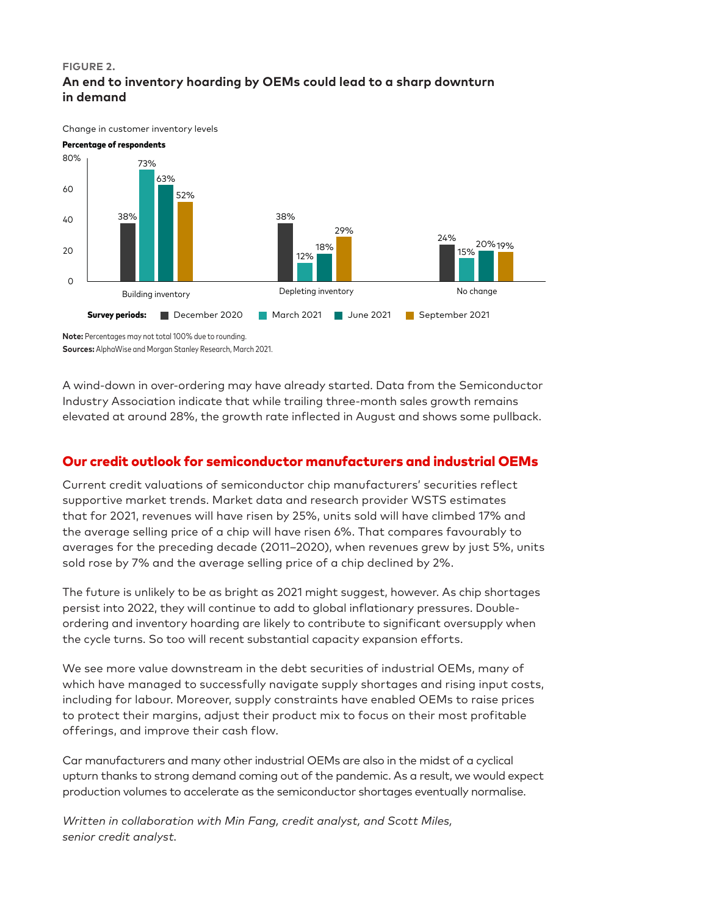FIGURE 2.

**An end to inventory hoarding by OEMs could lead to a sharp downturn in demand**

Change in customer inventory levels

**Percentage of respondents**

| | December 2020 | March 2021 | June 2021 | September 2021 |
|---|---|---|---|---|
| Building inventory | 38% | 73% | 63% | 52% |
| Depleting inventory | 38% | 12% | 18% | 29% |
| No change | 24% | 15% | 20% | 19% |

**Note:** Percentages may not total 100% due to rounding.
**Sources:** AlphaWise and Morgan Stanley Research, March 2021.

A wind-down in over-ordering may have already started. Data from the Semiconductor Industry Association indicate that while trailing three-month sales growth remains elevated at around 28%, the growth rate inflected in August and shows some pullback.

## Our credit outlook for semiconductor manufacturers and industrial OEMs

Current credit valuations of semiconductor chip manufacturers' securities reflect supportive market trends. Market data and research provider WSTS estimates that for 2021, revenues will have risen by 25%, units sold will have climbed 17% and the average selling price of a chip will have risen 6%. That compares favourably to averages for the preceding decade (2011–2020), when revenues grew by just 5%, units sold rose by 7% and the average selling price of a chip declined by 2%.

The future is unlikely to be as bright as 2021 might suggest, however. As chip shortages persist into 2022, they will continue to add to global inflationary pressures. Double-ordering and inventory hoarding are likely to contribute to significant oversupply when the cycle turns. So too will recent substantial capacity expansion efforts.

We see more value downstream in the debt securities of industrial OEMs, many of which have managed to successfully navigate supply shortages and rising input costs, including for labour. Moreover, supply constraints have enabled OEMs to raise prices to protect their margins, adjust their product mix to focus on their most profitable offerings, and improve their cash flow.

Car manufacturers and many other industrial OEMs are also in the midst of a cyclical upturn thanks to strong demand coming out of the pandemic. As a result, we would expect production volumes to accelerate as the semiconductor shortages eventually normalise.

*Written in collaboration with Min Fang, credit analyst, and Scott Miles, senior credit analyst.*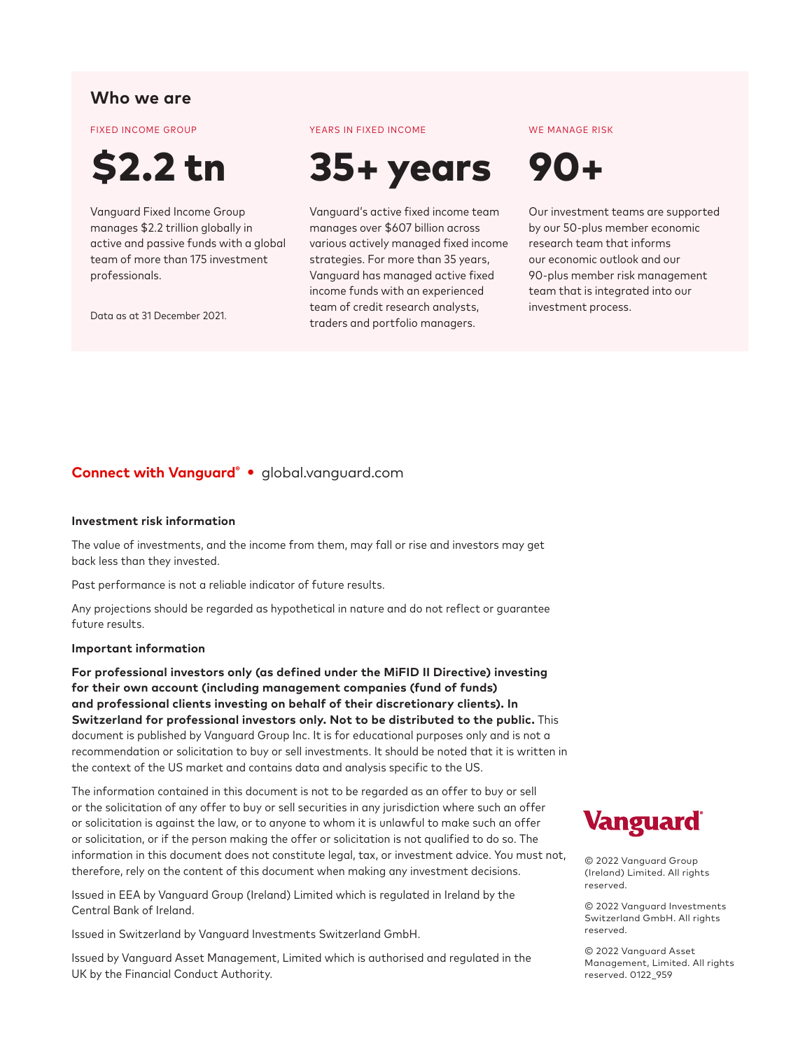## Who we are

FIXED INCOME GROUP

**$2.2 tn**

Vanguard Fixed Income Group manages $2.2 trillion globally in active and passive funds with a global team of more than 175 investment professionals.

Data as at 31 December 2021.

YEARS IN FIXED INCOME

**35+ years**

Vanguard's active fixed income team manages over $607 billion across various actively managed fixed income strategies. For more than 35 years, Vanguard has managed active fixed income funds with an experienced team of credit research analysts, traders and portfolio managers.

WE MANAGE RISK

**90+**

Our investment teams are supported by our 50-plus member economic research team that informs our economic outlook and our 90-plus member risk management team that is integrated into our investment process.

**Connect with Vanguard®** • global.vanguard.com

**Investment risk information**

The value of investments, and the income from them, may fall or rise and investors may get back less than they invested.

Past performance is not a reliable indicator of future results.

Any projections should be regarded as hypothetical in nature and do not reflect or guarantee future results.

**Important information**

**For professional investors only (as defined under the MiFID II Directive) investing for their own account (including management companies (fund of funds) and professional clients investing on behalf of their discretionary clients). In Switzerland for professional investors only. Not to be distributed to the public.** This document is published by Vanguard Group Inc. It is for educational purposes only and is not a recommendation or solicitation to buy or sell investments. It should be noted that it is written in the context of the US market and contains data and analysis specific to the US.

The information contained in this document is not to be regarded as an offer to buy or sell or the solicitation of any offer to buy or sell securities in any jurisdiction where such an offer or solicitation is against the law, or to anyone to whom it is unlawful to make such an offer or solicitation, or if the person making the offer or solicitation is not qualified to do so. The information in this document does not constitute legal, tax, or investment advice. You must not, therefore, rely on the content of this document when making any investment decisions.

Issued in EEA by Vanguard Group (Ireland) Limited which is regulated in Ireland by the Central Bank of Ireland.

Issued in Switzerland by Vanguard Investments Switzerland GmbH.

Issued by Vanguard Asset Management, Limited which is authorised and regulated in the UK by the Financial Conduct Authority.

Vanguard®

© 2022 Vanguard Group (Ireland) Limited. All rights reserved.

© 2022 Vanguard Investments Switzerland GmbH. All rights reserved.

© 2022 Vanguard Asset Management, Limited. All rights reserved. 0122_959